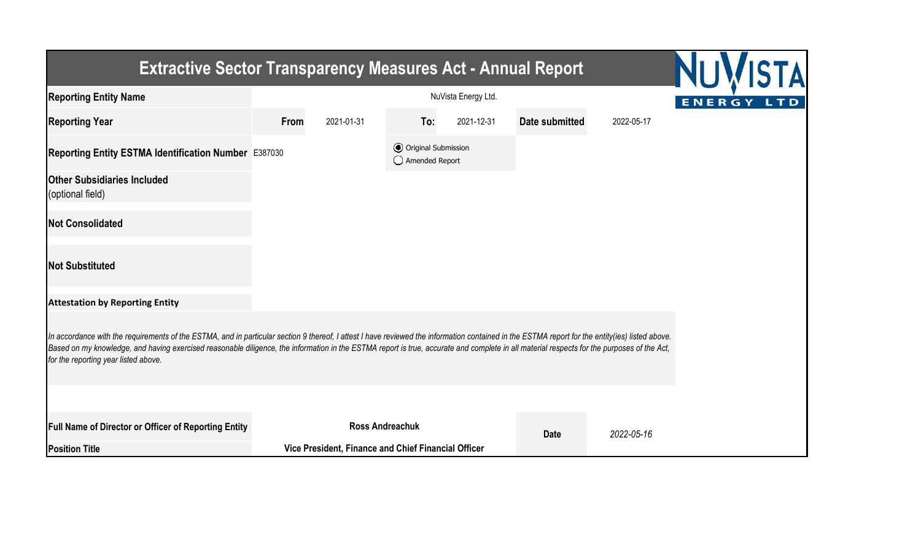# Extractive Sector Transparency Measures Act - Annual Report

| | | | | | | |
|---|---|---|---|---|---|---|
| **Reporting Entity Name** | NuVista Energy Ltd. | | | | | |
| **Reporting Year** | **From** | 2021-01-31 | **To:** | 2021-12-31 | **Date submitted** | 2022-05-17 |
| **Reporting Entity ESTMA Identification Number** | E387030 | | ◉ Original Submission ◯ Amended Report | | | |
| **Other Subsidiaries Included** (optional field) | | | | | | |
| **Not Consolidated** | | | | | | |
| **Not Substituted** | | | | | | |

**Attestation by Reporting Entity**

*In accordance with the requirements of the ESTMA, and in particular section 9 thereof, I attest I have reviewed the information contained in the ESTMA report for the entity(ies) listed above. Based on my knowledge, and having exercised reasonable diligence, the information in the ESTMA report is true, accurate and complete in all material respects for the purposes of the Act, for the reporting year listed above.*

| | | | |
|---|---|---|---|
| **Full Name of Director or Officer of Reporting Entity** | **Ross Andreachuk** | **Date** | *2022-05-16* |
| **Position Title** | **Vice President, Finance and Chief Financial Officer** | | |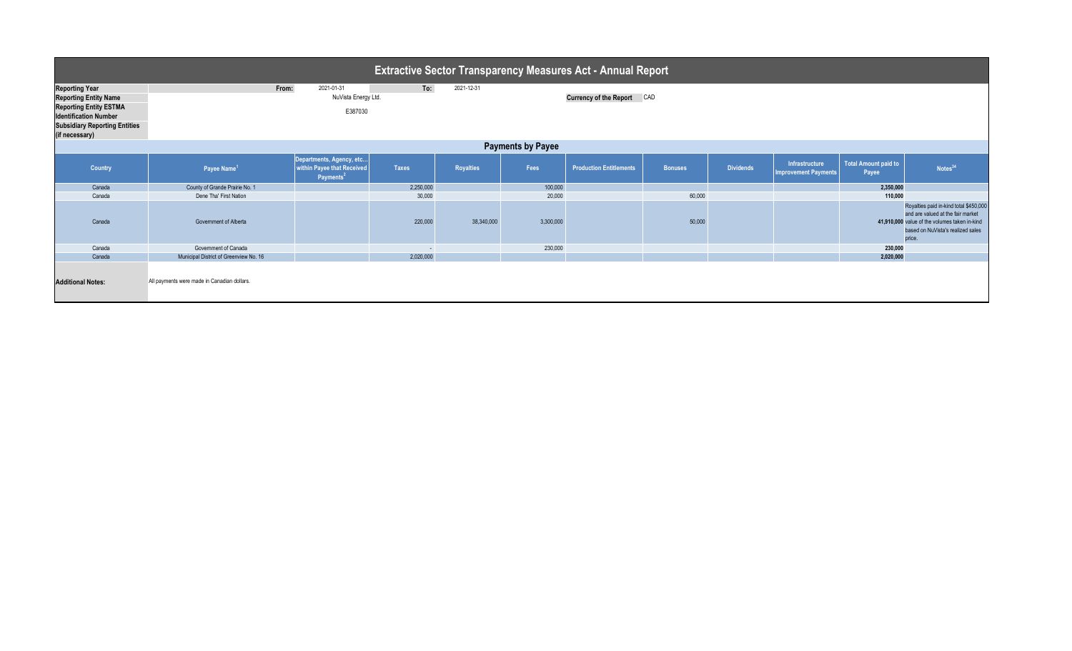# Extractive Sector Transparency Measures Act - Annual Report

| | | | | |
|---|---|---|---|---|
| **Reporting Year** | From: | 2021-01-31 | To: | 2021-12-31 |
| **Reporting Entity Name** | NuVista Energy Ltd. | | **Currency of the Report** | CAD |
| **Reporting Entity ESTMA Identification Number** | E387030 | | | |
| **Subsidiary Reporting Entities (if necessary)** | | | | |

## Payments by Payee

| Country | Payee Name[1] | Departments, Agency, etc... within Payee that Received Payments[2] | Taxes | Royalties | Fees | Production Entitlements | Bonuses | Dividends | Infrastructure Improvement Payments | Total Amount paid to Payee | Notes[34] |
|---|---|---|---|---|---|---|---|---|---|---|---|
| Canada | County of Grande Prairie No. 1 | | 2,250,000 | | 100,000 | | | | | 2,350,000 | |
| Canada | Dene Tha' First Nation | | 30,000 | | 20,000 | | 60,000 | | | 110,000 | |
| Canada | Government of Alberta | | 220,000 | 38,340,000 | 3,300,000 | | 50,000 | | | 41,910,000 | Royalties paid in-kind total $450,000 and are valued at the fair market value of the volumes taken in-kind based on NuVista's realized sales price. |
| Canada | Government of Canada | | - | | 230,000 | | | | | 230,000 | |
| Canada | Municipal District of Greenview No. 16 | | 2,020,000 | | | | | | | 2,020,000 | |

**Additional Notes:** All payments were made in Canadian dollars.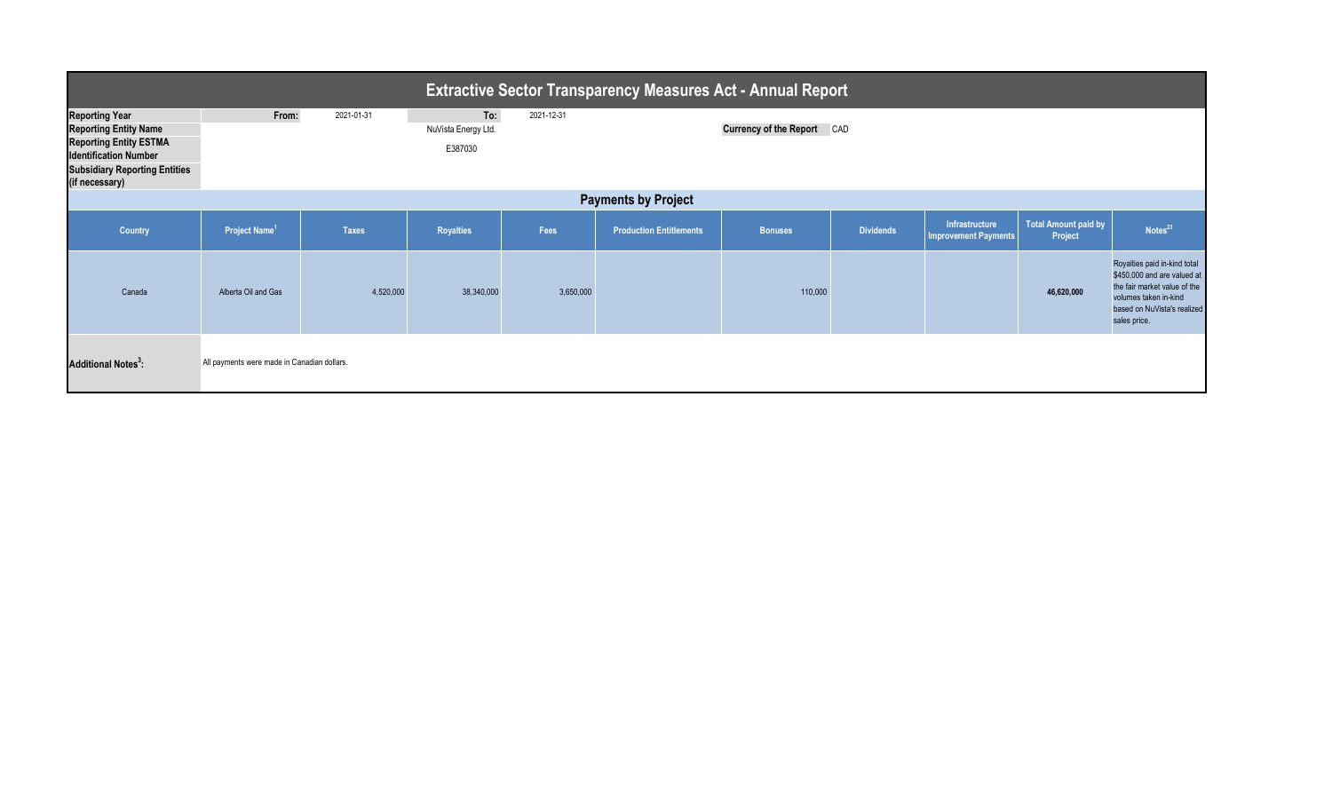# Extractive Sector Transparency Measures Act - Annual Report

| | | | | | |
|---|---|---|---|---|---|
| **Reporting Year** | **From:** | 2021-01-31 | **To:** | 2021-12-31 | |
| **Reporting Entity Name** | | | NuVista Energy Ltd. | | **Currency of the Report** CAD |
| **Reporting Entity ESTMA Identification Number** | | | E387030 | | |
| **Subsidiary Reporting Entities (if necessary)** | | | | | |

## Payments by Project

| Country | Project Name[1] | Taxes | Royalties | Fees | Production Entitlements | Bonuses | Dividends | Infrastructure Improvement Payments | Total Amount paid by Project | Notes[23] |
|---|---|---|---|---|---|---|---|---|---|---|
| Canada | Alberta Oil and Gas | 4,520,000 | 38,340,000 | 3,650,000 | | 110,000 | | | **46,620,000** | Royalties paid in-kind total $450,000 and are valued at the fair market value of the volumes taken in-kind based on NuVista's realized sales price. |

**Additional Notes[3]:** All payments were made in Canadian dollars.